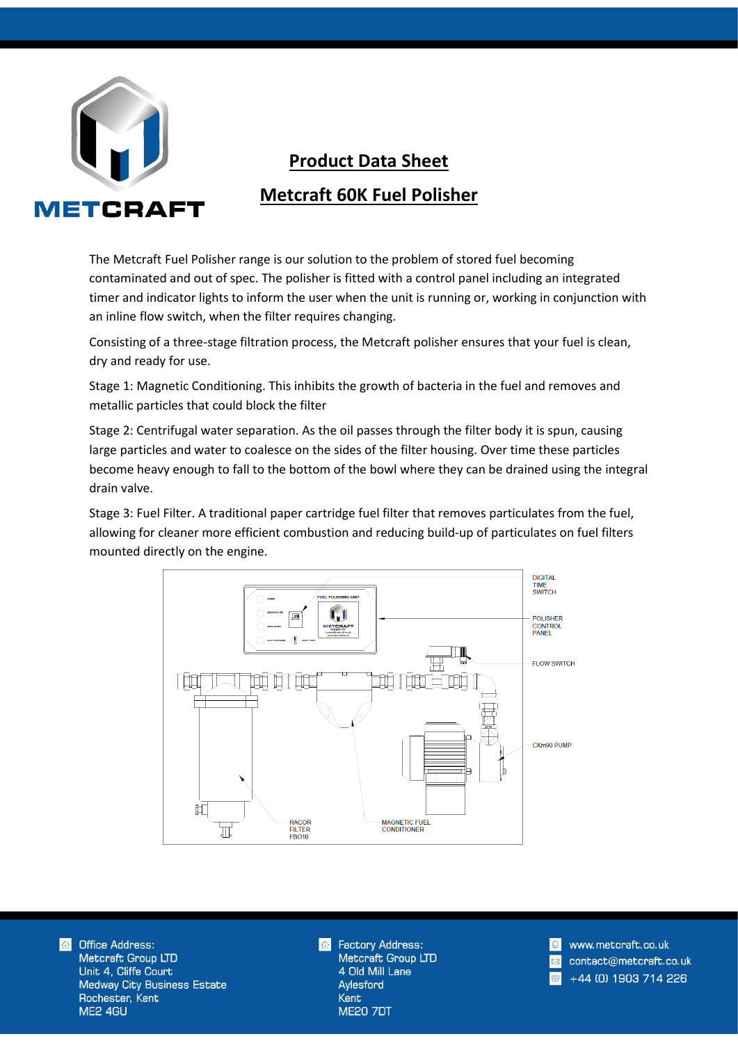# Product Data Sheet

## Metcraft 60K Fuel Polisher

The Metcraft Fuel Polisher range is our solution to the problem of stored fuel becoming contaminated and out of spec. The polisher is fitted with a control panel including an integrated timer and indicator lights to inform the user when the unit is running or, working in conjunction with an inline flow switch, when the filter requires changing.

Consisting of a three-stage filtration process, the Metcraft polisher ensures that your fuel is clean, dry and ready for use.

Stage 1: Magnetic Conditioning. This inhibits the growth of bacteria in the fuel and removes and metallic particles that could block the filter

Stage 2: Centrifugal water separation. As the oil passes through the filter body it is spun, causing large particles and water to coalesce on the sides of the filter housing. Over time these particles become heavy enough to fall to the bottom of the bowl where they can be drained using the integral drain valve.

Stage 3: Fuel Filter. A traditional paper cartridge fuel filter that removes particulates from the fuel, allowing for cleaner more efficient combustion and reducing build-up of particulates on fuel filters mounted directly on the engine.

DIGITAL TIME SWITCH

POLISHER CONTROL PANEL

FLOW SWITCH

CKm90 PUMP

RACOR FILTER FBO10

MAGNETIC FUEL CONDITIONER

Office Address:
Metcraft Group LTD
Unit 4, Cliffe Court
Medway City Business Estate
Rochester, Kent
ME2 4GU

Factory Address:
Metcraft Group LTD
4 Old Mill Lane
Aylesford
Kent
ME20 7DT

www.metcraft.co.uk
contact@metcraft.co.uk
+44 (0) 1903 714 226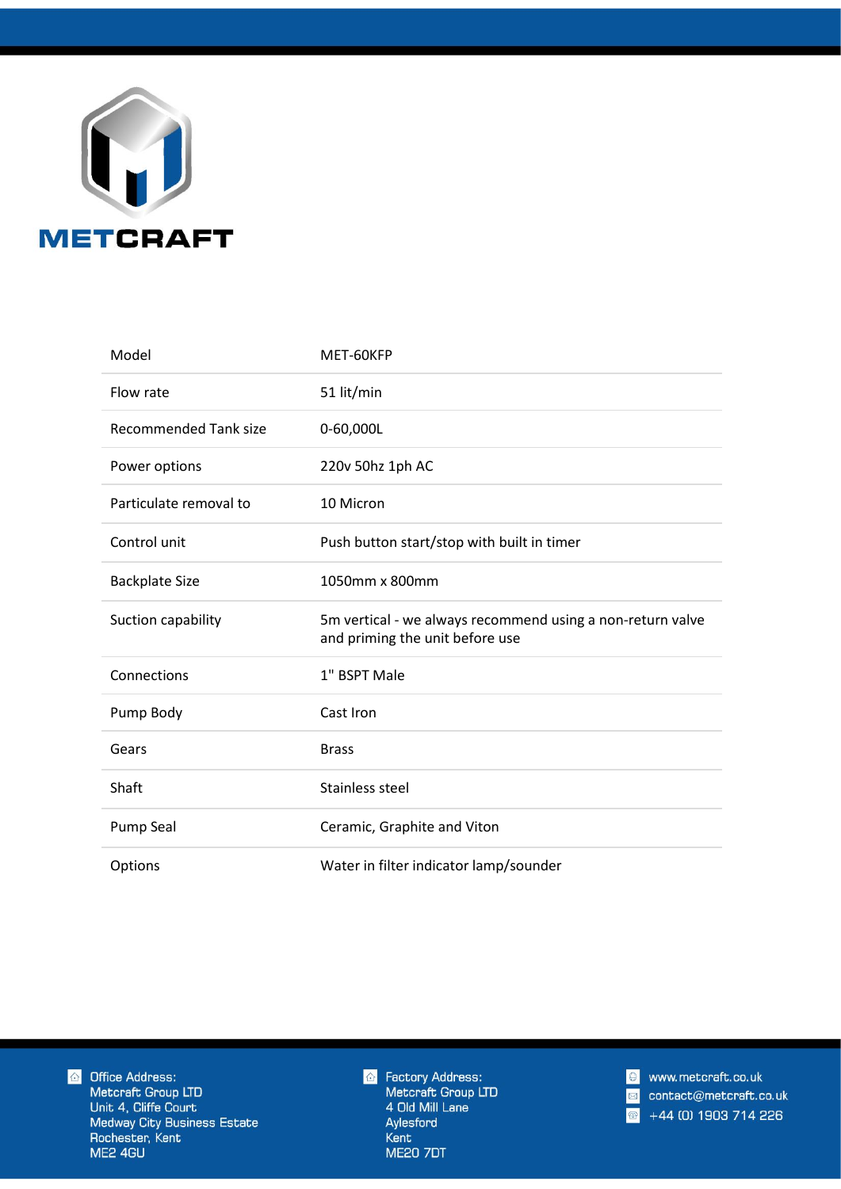METCRAFT

| | |
|---|---|
| Model | MET-60KFP |
| Flow rate | 51 lit/min |
| Recommended Tank size | 0-60,000L |
| Power options | 220v 50hz 1ph AC |
| Particulate removal to | 10 Micron |
| Control unit | Push button start/stop with built in timer |
| Backplate Size | 1050mm x 800mm |
| Suction capability | 5m vertical - we always recommend using a non-return valve and priming the unit before use |
| Connections | 1" BSPT Male |
| Pump Body | Cast Iron |
| Gears | Brass |
| Shaft | Stainless steel |
| Pump Seal | Ceramic, Graphite and Viton |
| Options | Water in filter indicator lamp/sounder |

Office Address:
Metcraft Group LTD
Unit 4, Cliffe Court
Medway City Business Estate
Rochester, Kent
ME2 4GU

Factory Address:
Metcraft Group LTD
4 Old Mill Lane
Aylesford
Kent
ME20 7DT

www.metcraft.co.uk
contact@metcraft.co.uk
+44 (0) 1903 714 226